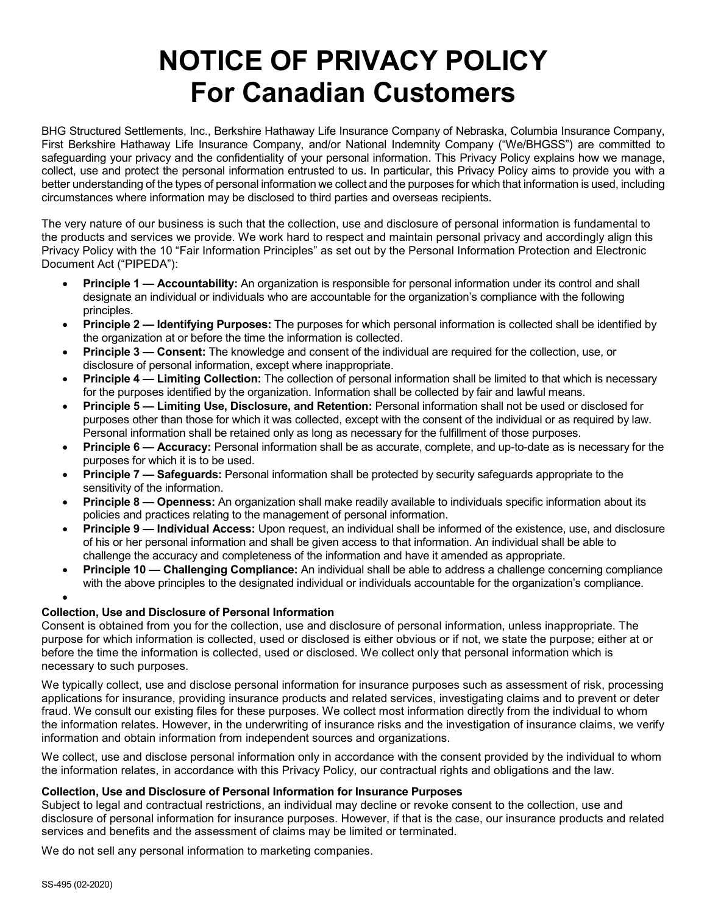# NOTICE OF PRIVACY POLICY
# For Canadian Customers

BHG Structured Settlements, Inc., Berkshire Hathaway Life Insurance Company of Nebraska, Columbia Insurance Company, First Berkshire Hathaway Life Insurance Company, and/or National Indemnity Company ("We/BHGSS") are committed to safeguarding your privacy and the confidentiality of your personal information. This Privacy Policy explains how we manage, collect, use and protect the personal information entrusted to us. In particular, this Privacy Policy aims to provide you with a better understanding of the types of personal information we collect and the purposes for which that information is used, including circumstances where information may be disclosed to third parties and overseas recipients.

The very nature of our business is such that the collection, use and disclosure of personal information is fundamental to the products and services we provide. We work hard to respect and maintain personal privacy and accordingly align this Privacy Policy with the 10 "Fair Information Principles" as set out by the Personal Information Protection and Electronic Document Act ("PIPEDA"):

- **Principle 1 — Accountability:** An organization is responsible for personal information under its control and shall designate an individual or individuals who are accountable for the organization's compliance with the following principles.
- **Principle 2 — Identifying Purposes:** The purposes for which personal information is collected shall be identified by the organization at or before the time the information is collected.
- **Principle 3 — Consent:** The knowledge and consent of the individual are required for the collection, use, or disclosure of personal information, except where inappropriate.
- **Principle 4 — Limiting Collection:** The collection of personal information shall be limited to that which is necessary for the purposes identified by the organization. Information shall be collected by fair and lawful means.
- **Principle 5 — Limiting Use, Disclosure, and Retention:** Personal information shall not be used or disclosed for purposes other than those for which it was collected, except with the consent of the individual or as required by law. Personal information shall be retained only as long as necessary for the fulfillment of those purposes.
- **Principle 6 — Accuracy:** Personal information shall be as accurate, complete, and up-to-date as is necessary for the purposes for which it is to be used.
- **Principle 7 — Safeguards:** Personal information shall be protected by security safeguards appropriate to the sensitivity of the information.
- **Principle 8 — Openness:** An organization shall make readily available to individuals specific information about its policies and practices relating to the management of personal information.
- **Principle 9 — Individual Access:** Upon request, an individual shall be informed of the existence, use, and disclosure of his or her personal information and shall be given access to that information. An individual shall be able to challenge the accuracy and completeness of the information and have it amended as appropriate.
- **Principle 10 — Challenging Compliance:** An individual shall be able to address a challenge concerning compliance with the above principles to the designated individual or individuals accountable for the organization's compliance.

**Collection, Use and Disclosure of Personal Information**

Consent is obtained from you for the collection, use and disclosure of personal information, unless inappropriate. The purpose for which information is collected, used or disclosed is either obvious or if not, we state the purpose; either at or before the time the information is collected, used or disclosed. We collect only that personal information which is necessary to such purposes.

We typically collect, use and disclose personal information for insurance purposes such as assessment of risk, processing applications for insurance, providing insurance products and related services, investigating claims and to prevent or deter fraud. We consult our existing files for these purposes. We collect most information directly from the individual to whom the information relates. However, in the underwriting of insurance risks and the investigation of insurance claims, we verify information and obtain information from independent sources and organizations.

We collect, use and disclose personal information only in accordance with the consent provided by the individual to whom the information relates, in accordance with this Privacy Policy, our contractual rights and obligations and the law.

**Collection, Use and Disclosure of Personal Information for Insurance Purposes**

Subject to legal and contractual restrictions, an individual may decline or revoke consent to the collection, use and disclosure of personal information for insurance purposes. However, if that is the case, our insurance products and related services and benefits and the assessment of claims may be limited or terminated.

We do not sell any personal information to marketing companies.

SS-495 (02-2020)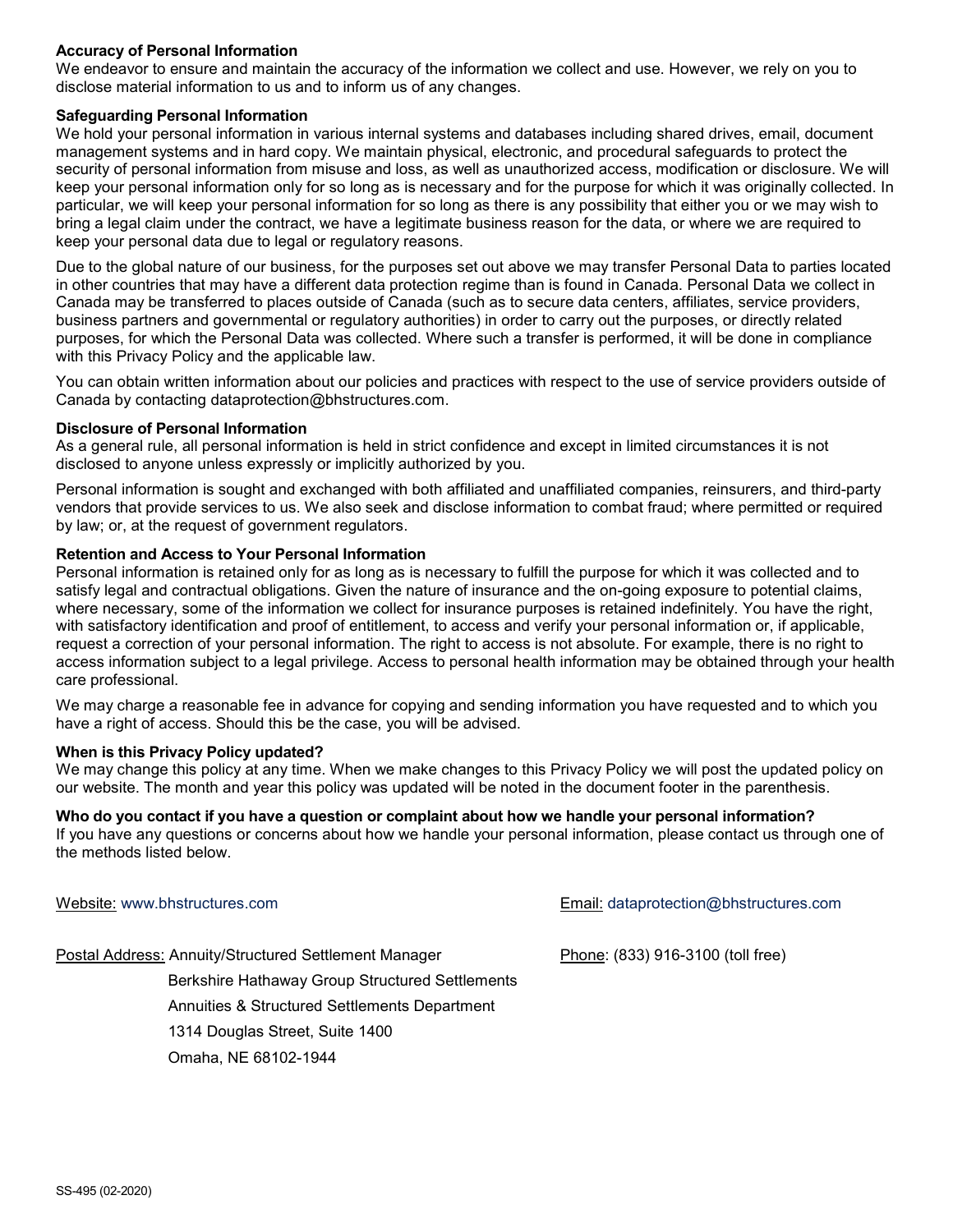**Accuracy of Personal Information**
We endeavor to ensure and maintain the accuracy of the information we collect and use. However, we rely on you to disclose material information to us and to inform us of any changes.

**Safeguarding Personal Information**
We hold your personal information in various internal systems and databases including shared drives, email, document management systems and in hard copy. We maintain physical, electronic, and procedural safeguards to protect the security of personal information from misuse and loss, as well as unauthorized access, modification or disclosure. We will keep your personal information only for so long as is necessary and for the purpose for which it was originally collected. In particular, we will keep your personal information for so long as there is any possibility that either you or we may wish to bring a legal claim under the contract, we have a legitimate business reason for the data, or where we are required to keep your personal data due to legal or regulatory reasons.

Due to the global nature of our business, for the purposes set out above we may transfer Personal Data to parties located in other countries that may have a different data protection regime than is found in Canada. Personal Data we collect in Canada may be transferred to places outside of Canada (such as to secure data centers, affiliates, service providers, business partners and governmental or regulatory authorities) in order to carry out the purposes, or directly related purposes, for which the Personal Data was collected. Where such a transfer is performed, it will be done in compliance with this Privacy Policy and the applicable law.

You can obtain written information about our policies and practices with respect to the use of service providers outside of Canada by contacting dataprotection@bhstructures.com.

**Disclosure of Personal Information**
As a general rule, all personal information is held in strict confidence and except in limited circumstances it is not disclosed to anyone unless expressly or implicitly authorized by you.

Personal information is sought and exchanged with both affiliated and unaffiliated companies, reinsurers, and third-party vendors that provide services to us. We also seek and disclose information to combat fraud; where permitted or required by law; or, at the request of government regulators.

**Retention and Access to Your Personal Information**
Personal information is retained only for as long as is necessary to fulfill the purpose for which it was collected and to satisfy legal and contractual obligations. Given the nature of insurance and the on-going exposure to potential claims, where necessary, some of the information we collect for insurance purposes is retained indefinitely. You have the right, with satisfactory identification and proof of entitlement, to access and verify your personal information or, if applicable, request a correction of your personal information. The right to access is not absolute. For example, there is no right to access information subject to a legal privilege. Access to personal health information may be obtained through your health care professional.

We may charge a reasonable fee in advance for copying and sending information you have requested and to which you have a right of access. Should this be the case, you will be advised.

**When is this Privacy Policy updated?**
We may change this policy at any time. When we make changes to this Privacy Policy we will post the updated policy on our website. The month and year this policy was updated will be noted in the document footer in the parenthesis.

**Who do you contact if you have a question or complaint about how we handle your personal information?**
If you have any questions or concerns about how we handle your personal information, please contact us through one of the methods listed below.

Website: www.bhstructures.com

Email: dataprotection@bhstructures.com

Postal Address: Annuity/Structured Settlement Manager
Berkshire Hathaway Group Structured Settlements
Annuities & Structured Settlements Department
1314 Douglas Street, Suite 1400
Omaha, NE 68102-1944

Phone: (833) 916-3100 (toll free)

SS-495 (02-2020)